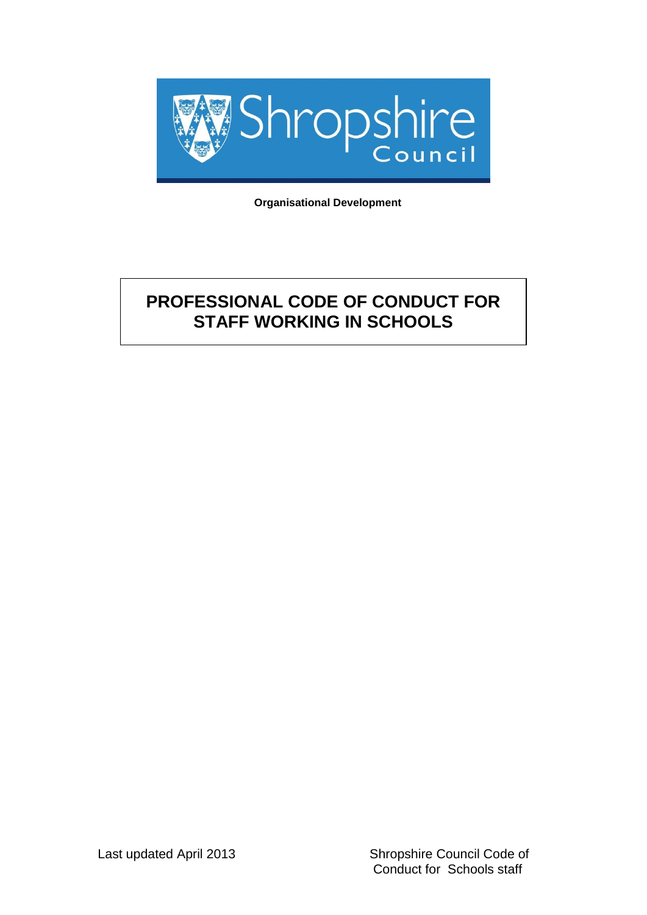Shropshire Council

**Organisational Development**

# PROFESSIONAL CODE OF CONDUCT FOR STAFF WORKING IN SCHOOLS

Last updated April 2013

Shropshire Council Code of Conduct for Schools staff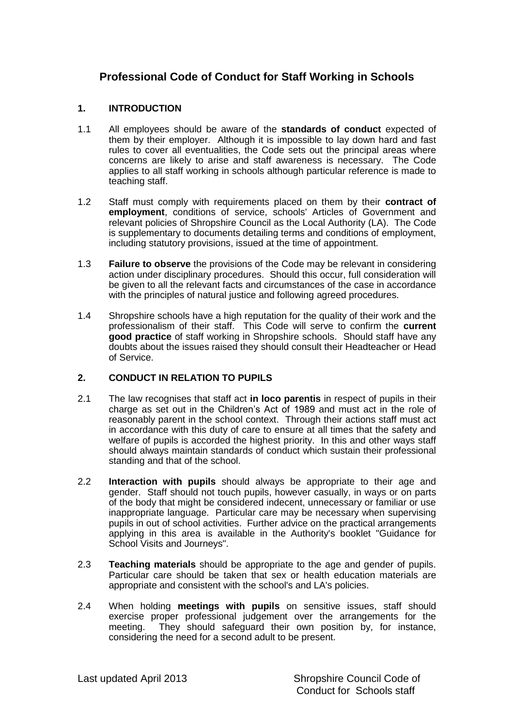## Professional Code of Conduct for Staff Working in Schools

### 1. INTRODUCTION

1.1 All employees should be aware of the **standards of conduct** expected of them by their employer. Although it is impossible to lay down hard and fast rules to cover all eventualities, the Code sets out the principal areas where concerns are likely to arise and staff awareness is necessary. The Code applies to all staff working in schools although particular reference is made to teaching staff.

1.2 Staff must comply with requirements placed on them by their **contract of employment**, conditions of service, schools' Articles of Government and relevant policies of Shropshire Council as the Local Authority (LA). The Code is supplementary to documents detailing terms and conditions of employment, including statutory provisions, issued at the time of appointment.

1.3 **Failure to observe** the provisions of the Code may be relevant in considering action under disciplinary procedures. Should this occur, full consideration will be given to all the relevant facts and circumstances of the case in accordance with the principles of natural justice and following agreed procedures.

1.4 Shropshire schools have a high reputation for the quality of their work and the professionalism of their staff. This Code will serve to confirm the **current good practice** of staff working in Shropshire schools. Should staff have any doubts about the issues raised they should consult their Headteacher or Head of Service.

### 2. CONDUCT IN RELATION TO PUPILS

2.1 The law recognises that staff act **in loco parentis** in respect of pupils in their charge as set out in the Children's Act of 1989 and must act in the role of reasonably parent in the school context. Through their actions staff must act in accordance with this duty of care to ensure at all times that the safety and welfare of pupils is accorded the highest priority. In this and other ways staff should always maintain standards of conduct which sustain their professional standing and that of the school.

2.2 **Interaction with pupils** should always be appropriate to their age and gender. Staff should not touch pupils, however casually, in ways or on parts of the body that might be considered indecent, unnecessary or familiar or use inappropriate language. Particular care may be necessary when supervising pupils in out of school activities. Further advice on the practical arrangements applying in this area is available in the Authority's booklet "Guidance for School Visits and Journeys".

2.3 **Teaching materials** should be appropriate to the age and gender of pupils. Particular care should be taken that sex or health education materials are appropriate and consistent with the school's and LA's policies.

2.4 When holding **meetings with pupils** on sensitive issues, staff should exercise proper professional judgement over the arrangements for the meeting. They should safeguard their own position by, for instance, considering the need for a second adult to be present.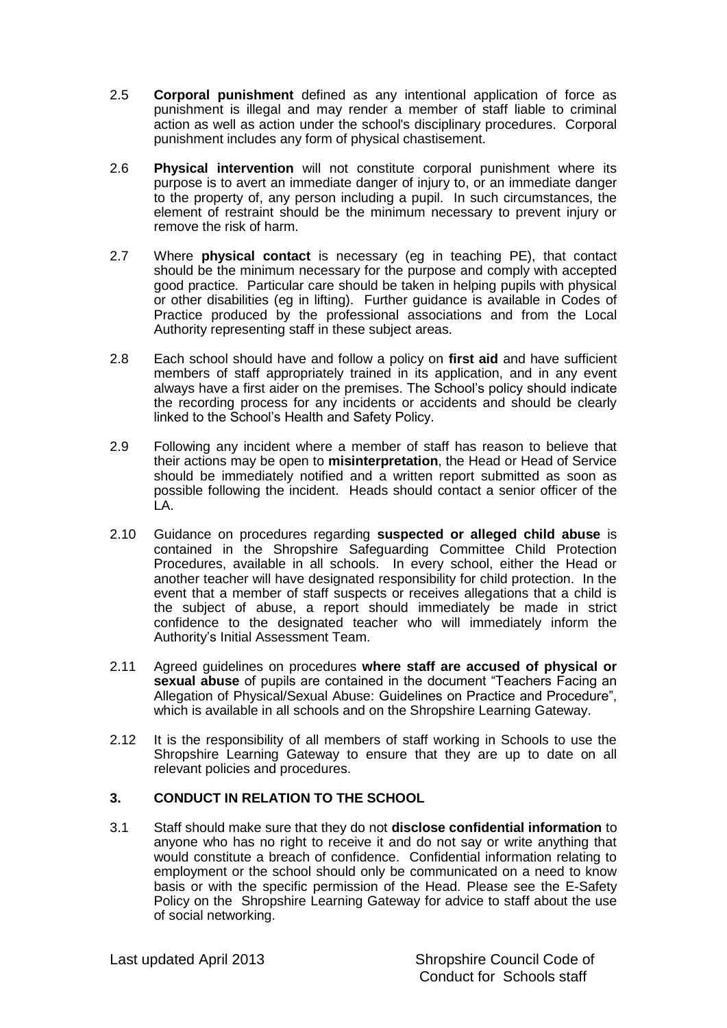2.5 **Corporal punishment** defined as any intentional application of force as punishment is illegal and may render a member of staff liable to criminal action as well as action under the school's disciplinary procedures. Corporal punishment includes any form of physical chastisement.

2.6 **Physical intervention** will not constitute corporal punishment where its purpose is to avert an immediate danger of injury to, or an immediate danger to the property of, any person including a pupil. In such circumstances, the element of restraint should be the minimum necessary to prevent injury or remove the risk of harm.

2.7 Where **physical contact** is necessary (eg in teaching PE), that contact should be the minimum necessary for the purpose and comply with accepted good practice. Particular care should be taken in helping pupils with physical or other disabilities (eg in lifting). Further guidance is available in Codes of Practice produced by the professional associations and from the Local Authority representing staff in these subject areas.

2.8 Each school should have and follow a policy on **first aid** and have sufficient members of staff appropriately trained in its application, and in any event always have a first aider on the premises. The School's policy should indicate the recording process for any incidents or accidents and should be clearly linked to the School's Health and Safety Policy.

2.9 Following any incident where a member of staff has reason to believe that their actions may be open to **misinterpretation**, the Head or Head of Service should be immediately notified and a written report submitted as soon as possible following the incident. Heads should contact a senior officer of the LA.

2.10 Guidance on procedures regarding **suspected or alleged child abuse** is contained in the Shropshire Safeguarding Committee Child Protection Procedures, available in all schools. In every school, either the Head or another teacher will have designated responsibility for child protection. In the event that a member of staff suspects or receives allegations that a child is the subject of abuse, a report should immediately be made in strict confidence to the designated teacher who will immediately inform the Authority's Initial Assessment Team.

2.11 Agreed guidelines on procedures **where staff are accused of physical or sexual abuse** of pupils are contained in the document "Teachers Facing an Allegation of Physical/Sexual Abuse: Guidelines on Practice and Procedure", which is available in all schools and on the Shropshire Learning Gateway.

2.12 It is the responsibility of all members of staff working in Schools to use the Shropshire Learning Gateway to ensure that they are up to date on all relevant policies and procedures.

## 3. CONDUCT IN RELATION TO THE SCHOOL

3.1 Staff should make sure that they do not **disclose confidential information** to anyone who has no right to receive it and do not say or write anything that would constitute a breach of confidence. Confidential information relating to employment or the school should only be communicated on a need to know basis or with the specific permission of the Head. Please see the E-Safety Policy on the Shropshire Learning Gateway for advice to staff about the use of social networking.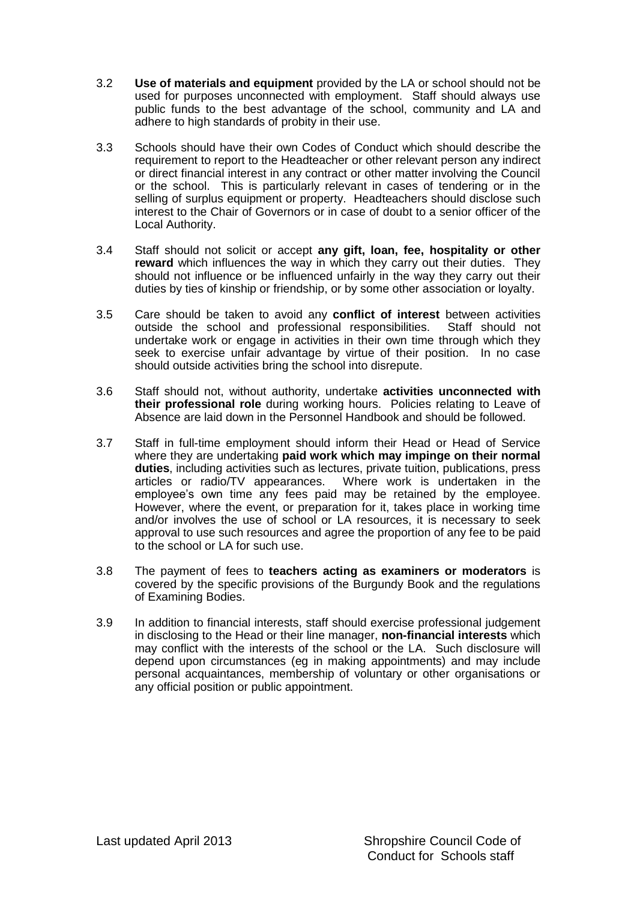3.2 **Use of materials and equipment** provided by the LA or school should not be used for purposes unconnected with employment. Staff should always use public funds to the best advantage of the school, community and LA and adhere to high standards of probity in their use.

3.3 Schools should have their own Codes of Conduct which should describe the requirement to report to the Headteacher or other relevant person any indirect or direct financial interest in any contract or other matter involving the Council or the school. This is particularly relevant in cases of tendering or in the selling of surplus equipment or property. Headteachers should disclose such interest to the Chair of Governors or in case of doubt to a senior officer of the Local Authority.

3.4 Staff should not solicit or accept **any gift, loan, fee, hospitality or other reward** which influences the way in which they carry out their duties. They should not influence or be influenced unfairly in the way they carry out their duties by ties of kinship or friendship, or by some other association or loyalty.

3.5 Care should be taken to avoid any **conflict of interest** between activities outside the school and professional responsibilities. Staff should not undertake work or engage in activities in their own time through which they seek to exercise unfair advantage by virtue of their position. In no case should outside activities bring the school into disrepute.

3.6 Staff should not, without authority, undertake **activities unconnected with their professional role** during working hours. Policies relating to Leave of Absence are laid down in the Personnel Handbook and should be followed.

3.7 Staff in full-time employment should inform their Head or Head of Service where they are undertaking **paid work which may impinge on their normal duties**, including activities such as lectures, private tuition, publications, press articles or radio/TV appearances. Where work is undertaken in the employee's own time any fees paid may be retained by the employee. However, where the event, or preparation for it, takes place in working time and/or involves the use of school or LA resources, it is necessary to seek approval to use such resources and agree the proportion of any fee to be paid to the school or LA for such use.

3.8 The payment of fees to **teachers acting as examiners or moderators** is covered by the specific provisions of the Burgundy Book and the regulations of Examining Bodies.

3.9 In addition to financial interests, staff should exercise professional judgement in disclosing to the Head or their line manager, **non-financial interests** which may conflict with the interests of the school or the LA. Such disclosure will depend upon circumstances (eg in making appointments) and may include personal acquaintances, membership of voluntary or other organisations or any official position or public appointment.